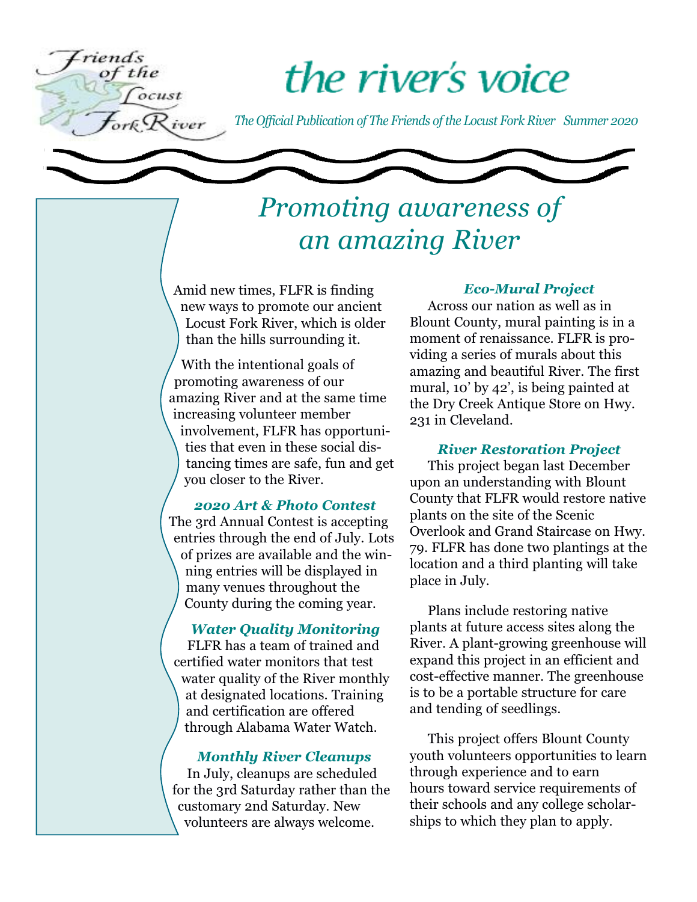Friends of the Locust Fork River

# the river's voice

*The Official Publication of The Friends of the Locust Fork River Summer 2020*

## *Promoting awareness of an amazing River*

Amid new times, FLFR is finding new ways to promote our ancient Locust Fork River, which is older than the hills surrounding it.

With the intentional goals of promoting awareness of our amazing River and at the same time increasing volunteer member involvement, FLFR has opportunities that even in these social distancing times are safe, fun and get you closer to the River.

### *2020 Art & Photo Contest*

The 3rd Annual Contest is accepting entries through the end of July. Lots of prizes are available and the winning entries will be displayed in many venues throughout the County during the coming year.

### *Water Quality Monitoring*

FLFR has a team of trained and certified water monitors that test water quality of the River monthly at designated locations. Training and certification are offered through Alabama Water Watch.

### *Monthly River Cleanups*

In July, cleanups are scheduled for the 3rd Saturday rather than the customary 2nd Saturday. New volunteers are always welcome.

### *Eco-Mural Project*

Across our nation as well as in Blount County, mural painting is in a moment of renaissance. FLFR is providing a series of murals about this amazing and beautiful River. The first mural, 10' by 42', is being painted at the Dry Creek Antique Store on Hwy. 231 in Cleveland.

### *River Restoration Project*

This project began last December upon an understanding with Blount County that FLFR would restore native plants on the site of the Scenic Overlook and Grand Staircase on Hwy. 79. FLFR has done two plantings at the location and a third planting will take place in July.

Plans include restoring native plants at future access sites along the River. A plant-growing greenhouse will expand this project in an efficient and cost-effective manner. The greenhouse is to be a portable structure for care and tending of seedlings.

This project offers Blount County youth volunteers opportunities to learn through experience and to earn hours toward service requirements of their schools and any college scholarships to which they plan to apply.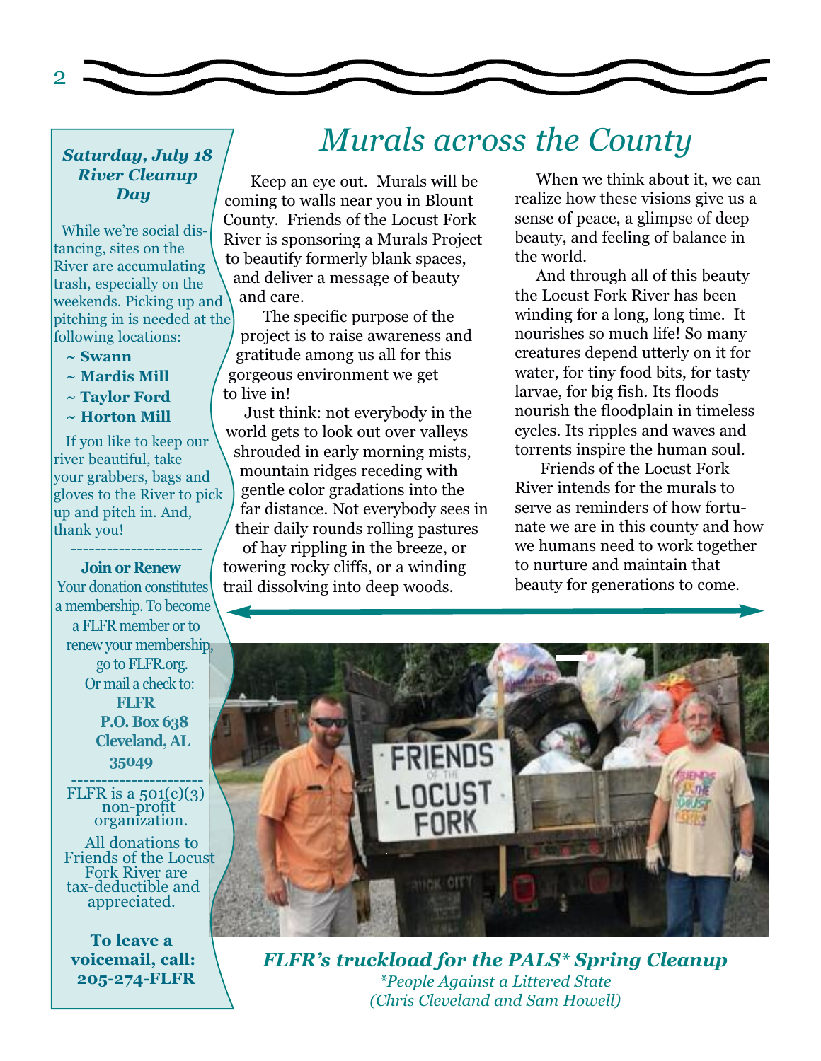# Murals across the County

Keep an eye out. Murals will be coming to walls near you in Blount County. Friends of the Locust Fork River is sponsoring a Murals Project to beautify formerly blank spaces, and deliver a message of beauty and care.

The specific purpose of the project is to raise awareness and gratitude among us all for this gorgeous environment we get to live in!

Just think: not everybody in the world gets to look out over valleys shrouded in early morning mists, mountain ridges receding with gentle color gradations into the far distance. Not everybody sees in their daily rounds rolling pastures of hay rippling in the breeze, or towering rocky cliffs, or a winding trail dissolving into deep woods.

When we think about it, we can realize how these visions give us a sense of peace, a glimpse of deep beauty, and feeling of balance in the world.

And through all of this beauty the Locust Fork River has been winding for a long, long time. It nourishes so much life! So many creatures depend utterly on it for water, for tiny food bits, for tasty larvae, for big fish. Its floods nourish the floodplain in timeless cycles. Its ripples and waves and torrents inspire the human soul.

Friends of the Locust Fork River intends for the murals to serve as reminders of how fortunate we are in this county and how we humans need to work together to nurture and maintain that beauty for generations to come.

***FLFR's truckload for the PALS\* Spring Cleanup***

*\*People Against a Littered State*
*(Chris Cleveland and Sam Howell)*

---

***Saturday, July 18 River Cleanup Day***

While we're social distancing, sites on the River are accumulating trash, especially on the weekends. Picking up and pitching in is needed at the following locations:

- **~ Swann**
- **~ Mardis Mill**
- **~ Taylor Ford**
- **~ Horton Mill**

If you like to keep our river beautiful, take your grabbers, bags and gloves to the River to pick up and pitch in. And, thank you!

---

**Join or Renew**

Your donation constitutes a membership. To become a FLFR member or to renew your membership, go to FLFR.org.

Or mail a check to:

**FLFR**
**P.O. Box 638**
**Cleveland, AL 35049**

---

FLFR is a 501(c)(3) non-profit organization.

All donations to Friends of the Locust Fork River are tax-deductible and appreciated.

**To leave a voicemail, call: 205-274-FLFR**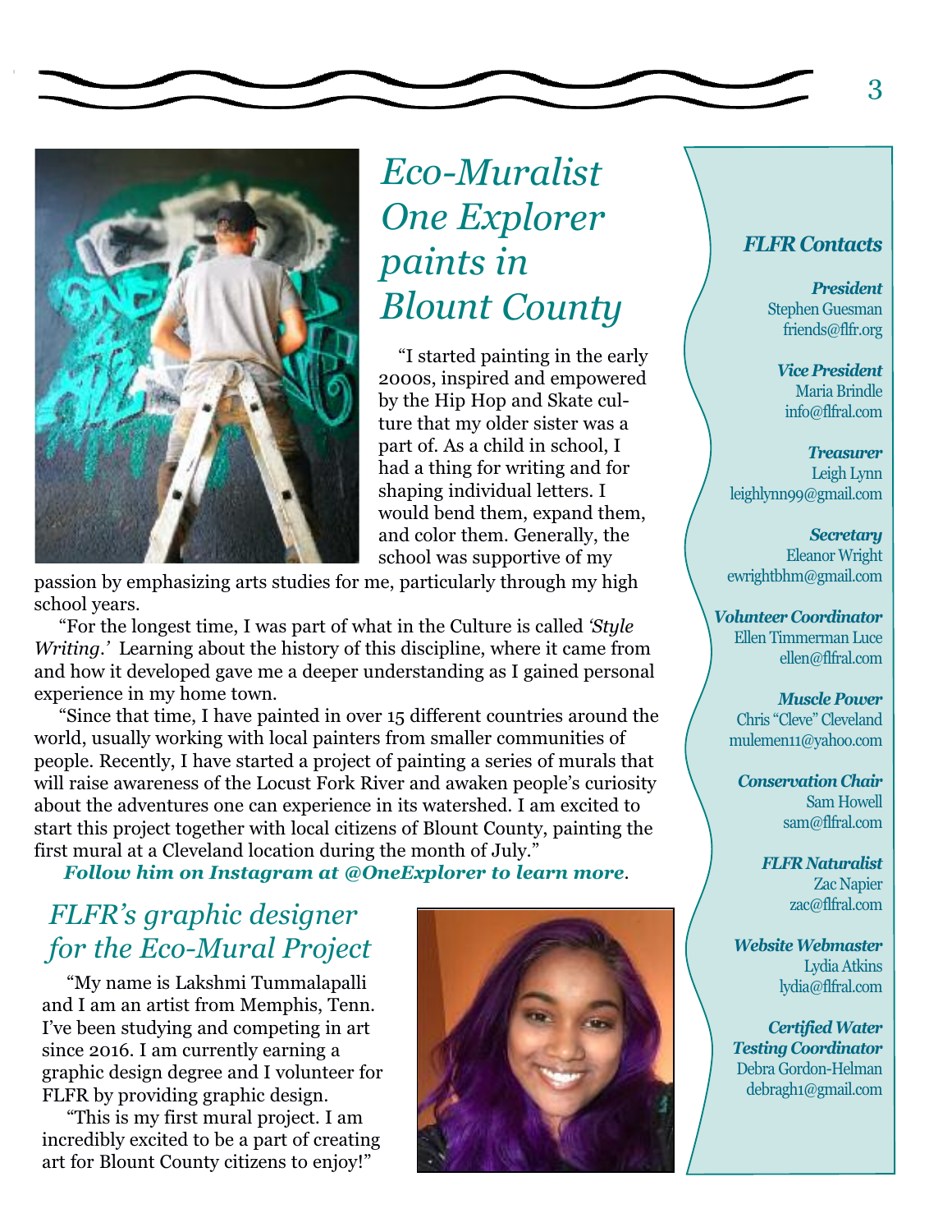# *Eco-Muralist One Explorer paints in Blount County*

"I started painting in the early 2000s, inspired and empowered by the Hip Hop and Skate culture that my older sister was a part of. As a child in school, I had a thing for writing and for shaping individual letters. I would bend them, expand them, and color them. Generally, the school was supportive of my passion by emphasizing arts studies for me, particularly through my high school years.

"For the longest time, I was part of what in the Culture is called *'Style Writing.'* Learning about the history of this discipline, where it came from and how it developed gave me a deeper understanding as I gained personal experience in my home town.

"Since that time, I have painted in over 15 different countries around the world, usually working with local painters from smaller communities of people. Recently, I have started a project of painting a series of murals that will raise awareness of the Locust Fork River and awaken people's curiosity about the adventures one can experience in its watershed. I am excited to start this project together with local citizens of Blount County, painting the first mural at a Cleveland location during the month of July."

***Follow him on Instagram at @OneExplorer to learn more***.

## *FLFR's graphic designer for the Eco-Mural Project*

"My name is Lakshmi Tummalapalli and I am an artist from Memphis, Tenn. I've been studying and competing in art since 2016. I am currently earning a graphic design degree and I volunteer for FLFR by providing graphic design.

"This is my first mural project. I am incredibly excited to be a part of creating art for Blount County citizens to enjoy!"

### *FLFR Contacts*

***President***
Stephen Guesman
friends@flfr.org

***Vice President***
Maria Brindle
info@flfral.com

***Treasurer***
Leigh Lynn
leighlynn99@gmail.com

***Secretary***
Eleanor Wright
ewrightbhm@gmail.com

***Volunteer Coordinator***
Ellen Timmerman Luce
ellen@flfral.com

***Muscle Power***
Chris "Cleve" Cleveland
mulemen11@yahoo.com

***Conservation Chair***
Sam Howell
sam@flfral.com

***FLFR Naturalist***
Zac Napier
zac@flfral.com

***Website Webmaster***
Lydia Atkins
lydia@flfral.com

***Certified Water Testing Coordinator***
Debra Gordon-Helman
debragh1@gmail.com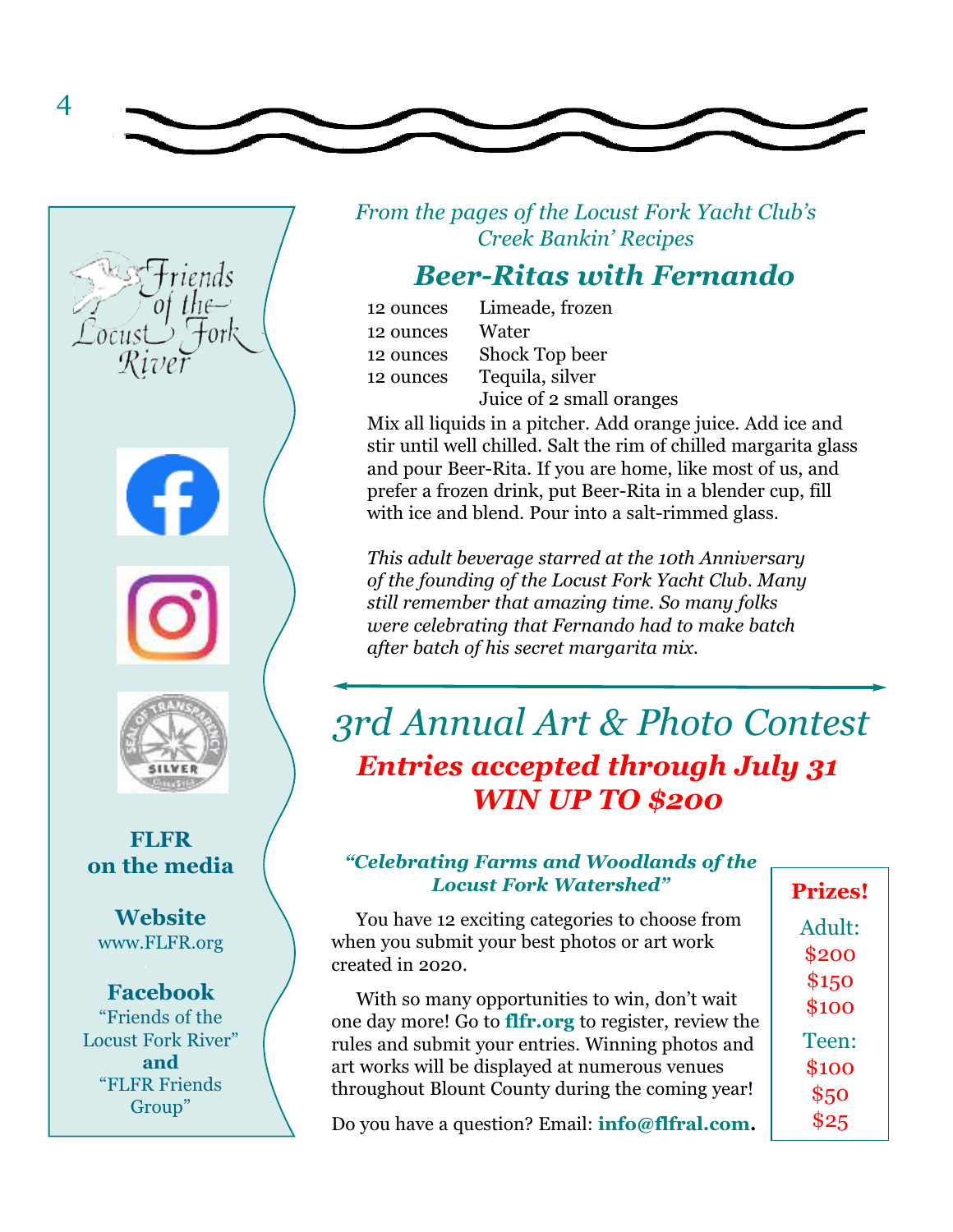*From the pages of the Locust Fork Yacht Club's Creek Bankin' Recipes*

## *Beer-Ritas with Fernando*

| | |
|---|---|
| 12 ounces | Limeade, frozen |
| 12 ounces | Water |
| 12 ounces | Shock Top beer |
| 12 ounces | Tequila, silver |
| | Juice of 2 small oranges |

Mix all liquids in a pitcher. Add orange juice. Add ice and stir until well chilled. Salt the rim of chilled margarita glass and pour Beer-Rita. If you are home, like most of us, and prefer a frozen drink, put Beer-Rita in a blender cup, fill with ice and blend. Pour into a salt-rimmed glass.

*This adult beverage starred at the 10th Anniversary of the founding of the Locust Fork Yacht Club. Many still remember that amazing time. So many folks were celebrating that Fernando had to make batch after batch of his secret margarita mix.*

# *3rd Annual Art & Photo Contest*

## ***Entries accepted through July 31***
## ***WIN UP TO $200***

***"Celebrating Farms and Woodlands of the Locust Fork Watershed"***

You have 12 exciting categories to choose from when you submit your best photos or art work created in 2020.

With so many opportunities to win, don't wait one day more! Go to **flfr.org** to register, review the rules and submit your entries. Winning photos and art works will be displayed at numerous venues throughout Blount County during the coming year!

Do you have a question? Email: **info@flfral.com.**

**Prizes!**

Adult:
$200
$150
$100

Teen:
$100
$50
$25

Friends of the Locust Fork River

**FLFR on the media**

**Website**
www.FLFR.org

**Facebook**
"Friends of the Locust Fork River"
**and**
"FLFR Friends Group"